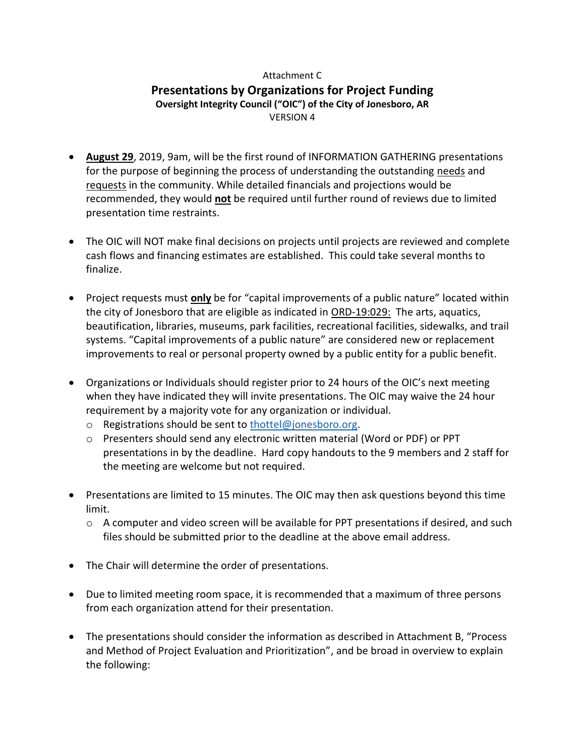Attachment C

# Presentations by Organizations for Project Funding

**Oversight Integrity Council ("OIC") of the City of Jonesboro, AR**

VERSION 4

- **August 29**, 2019, 9am, will be the first round of INFORMATION GATHERING presentations for the purpose of beginning the process of understanding the outstanding needs and requests in the community. While detailed financials and projections would be recommended, they would **not** be required until further round of reviews due to limited presentation time restraints.

- The OIC will NOT make final decisions on projects until projects are reviewed and complete cash flows and financing estimates are established. This could take several months to finalize.

- Project requests must **only** be for "capital improvements of a public nature" located within the city of Jonesboro that are eligible as indicated in ORD-19:029: The arts, aquatics, beautification, libraries, museums, park facilities, recreational facilities, sidewalks, and trail systems. "Capital improvements of a public nature" are considered new or replacement improvements to real or personal property owned by a public entity for a public benefit.

- Organizations or Individuals should register prior to 24 hours of the OIC's next meeting when they have indicated they will invite presentations. The OIC may waive the 24 hour requirement by a majority vote for any organization or individual.
  - Registrations should be sent to thottel@jonesboro.org.
  - Presenters should send any electronic written material (Word or PDF) or PPT presentations in by the deadline. Hard copy handouts to the 9 members and 2 staff for the meeting are welcome but not required.

- Presentations are limited to 15 minutes. The OIC may then ask questions beyond this time limit.
  - A computer and video screen will be available for PPT presentations if desired, and such files should be submitted prior to the deadline at the above email address.

- The Chair will determine the order of presentations.

- Due to limited meeting room space, it is recommended that a maximum of three persons from each organization attend for their presentation.

- The presentations should consider the information as described in Attachment B, "Process and Method of Project Evaluation and Prioritization", and be broad in overview to explain the following: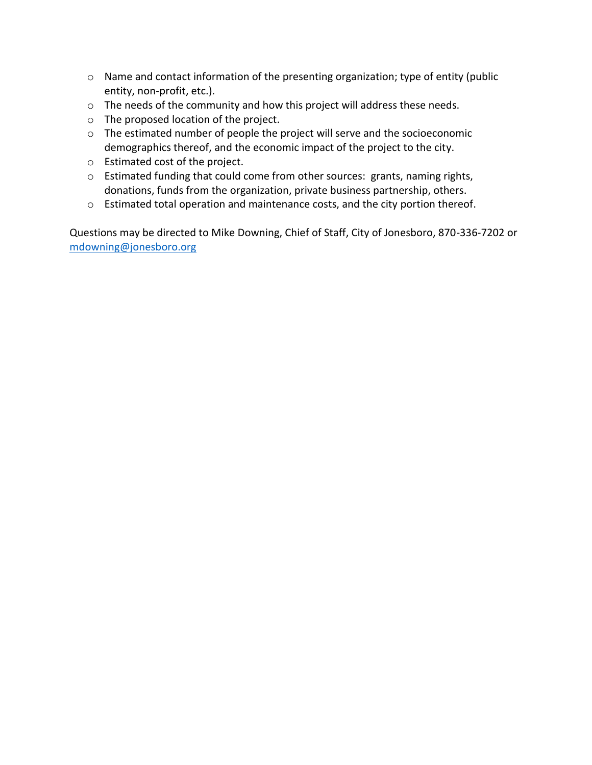- Name and contact information of the presenting organization; type of entity (public entity, non-profit, etc.).
- The needs of the community and how this project will address these needs.
- The proposed location of the project.
- The estimated number of people the project will serve and the socioeconomic demographics thereof, and the economic impact of the project to the city.
- Estimated cost of the project.
- Estimated funding that could come from other sources: grants, naming rights, donations, funds from the organization, private business partnership, others.
- Estimated total operation and maintenance costs, and the city portion thereof.

Questions may be directed to Mike Downing, Chief of Staff, City of Jonesboro, 870-336-7202 or [mdowning@jonesboro.org](mailto:mdowning@jonesboro.org)